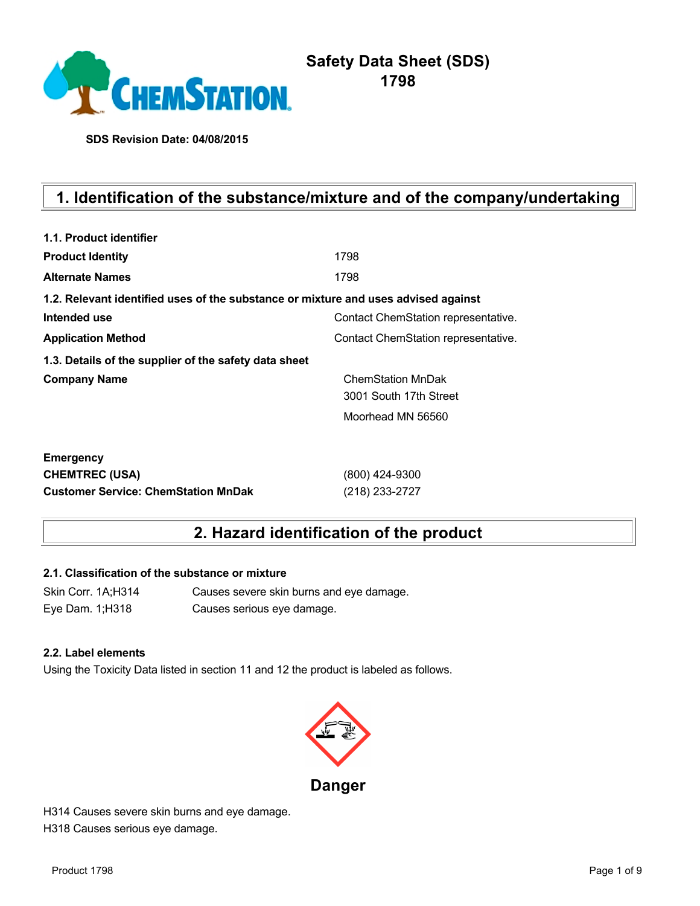# Safety Data Sheet (SDS)
# 1798

**SDS Revision Date: 04/08/2015**

## 1. Identification of the substance/mixture and of the company/undertaking

**1.1. Product identifier**

| | |
|---|---|
| **Product Identity** | 1798 |
| **Alternate Names** | 1798 |

**1.2. Relevant identified uses of the substance or mixture and uses advised against**

| | |
|---|---|
| **Intended use** | Contact ChemStation representative. |
| **Application Method** | Contact ChemStation representative. |

**1.3. Details of the supplier of the safety data sheet**

| | |
|---|---|
| **Company Name** | ChemStation MnDak<br>3001 South 17th Street<br>Moorhead MN 56560 |

**Emergency**

| | |
|---|---|
| **CHEMTREC (USA)** | (800) 424-9300 |
| **Customer Service: ChemStation MnDak** | (218) 233-2727 |

## 2. Hazard identification of the product

**2.1. Classification of the substance or mixture**

| | |
|---|---|
| Skin Corr. 1A;H314 | Causes severe skin burns and eye damage. |
| Eye Dam. 1;H318 | Causes serious eye damage. |

**2.2. Label elements**

Using the Toxicity Data listed in section 11 and 12 the product is labeled as follows.

**Danger**

H314 Causes severe skin burns and eye damage.
H318 Causes serious eye damage.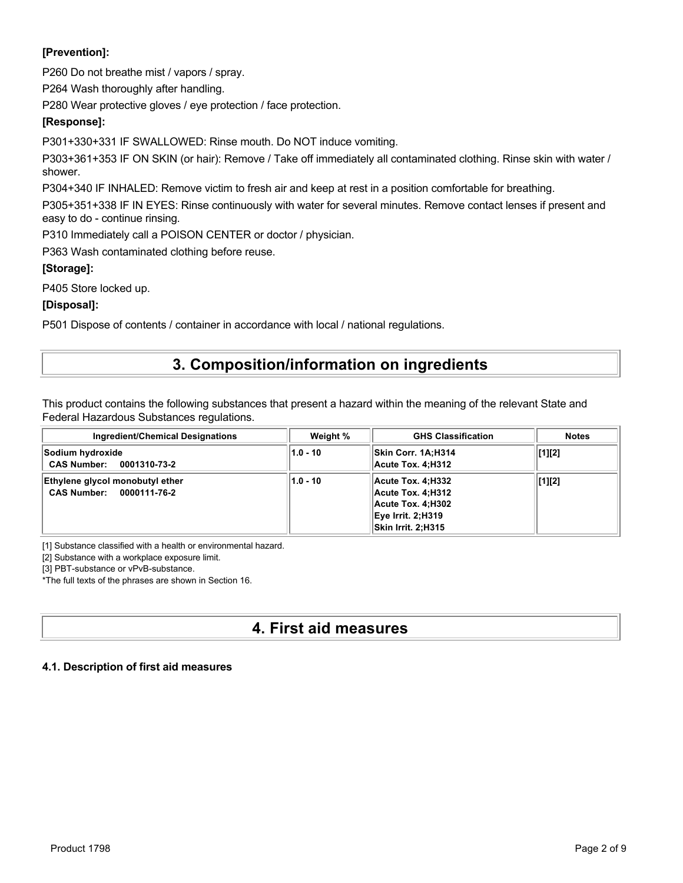**[Prevention]:**

P260 Do not breathe mist / vapors / spray.

P264 Wash thoroughly after handling.

P280 Wear protective gloves / eye protection / face protection.

**[Response]:**

P301+330+331 IF SWALLOWED: Rinse mouth. Do NOT induce vomiting.

P303+361+353 IF ON SKIN (or hair): Remove / Take off immediately all contaminated clothing. Rinse skin with water / shower.

P304+340 IF INHALED: Remove victim to fresh air and keep at rest in a position comfortable for breathing.

P305+351+338 IF IN EYES: Rinse continuously with water for several minutes. Remove contact lenses if present and easy to do - continue rinsing.

P310 Immediately call a POISON CENTER or doctor / physician.

P363 Wash contaminated clothing before reuse.

**[Storage]:**

P405 Store locked up.

**[Disposal]:**

P501 Dispose of contents / container in accordance with local / national regulations.

## 3. Composition/information on ingredients

This product contains the following substances that present a hazard within the meaning of the relevant State and Federal Hazardous Substances regulations.

| Ingredient/Chemical Designations | Weight % | GHS Classification | Notes |
|---|---|---|---|
| **Sodium hydroxide** **CAS Number: 0001310-73-2** | **1.0 - 10** | **Skin Corr. 1A;H314** **Acute Tox. 4;H312** | **[1][2]** |
| **Ethylene glycol monobutyl ether** **CAS Number: 0000111-76-2** | **1.0 - 10** | **Acute Tox. 4;H332** **Acute Tox. 4;H312** **Acute Tox. 4;H302** **Eye Irrit. 2;H319** **Skin Irrit. 2;H315** | **[1][2]** |

[1] Substance classified with a health or environmental hazard.

[2] Substance with a workplace exposure limit.

[3] PBT-substance or vPvB-substance.

*The full texts of the phrases are shown in Section 16.

## 4. First aid measures

### 4.1. Description of first aid measures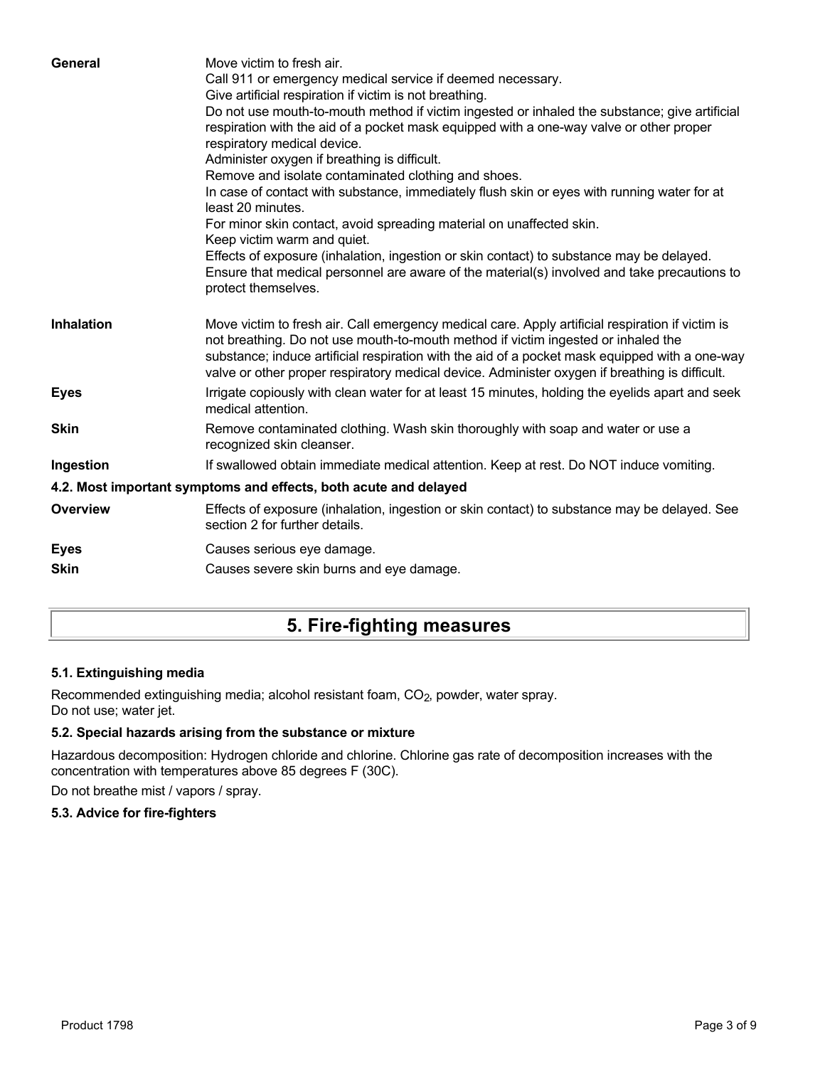| | |
|---|---|
| **General** | Move victim to fresh air.<br>Call 911 or emergency medical service if deemed necessary.<br>Give artificial respiration if victim is not breathing.<br>Do not use mouth-to-mouth method if victim ingested or inhaled the substance; give artificial respiration with the aid of a pocket mask equipped with a one-way valve or other proper respiratory medical device.<br>Administer oxygen if breathing is difficult.<br>Remove and isolate contaminated clothing and shoes.<br>In case of contact with substance, immediately flush skin or eyes with running water for at least 20 minutes.<br>For minor skin contact, avoid spreading material on unaffected skin.<br>Keep victim warm and quiet.<br>Effects of exposure (inhalation, ingestion or skin contact) to substance may be delayed.<br>Ensure that medical personnel are aware of the material(s) involved and take precautions to protect themselves. |
| **Inhalation** | Move victim to fresh air. Call emergency medical care. Apply artificial respiration if victim is not breathing. Do not use mouth-to-mouth method if victim ingested or inhaled the substance; induce artificial respiration with the aid of a pocket mask equipped with a one-way valve or other proper respiratory medical device. Administer oxygen if breathing is difficult. |
| **Eyes** | Irrigate copiously with clean water for at least 15 minutes, holding the eyelids apart and seek medical attention. |
| **Skin** | Remove contaminated clothing. Wash skin thoroughly with soap and water or use a recognized skin cleanser. |
| **Ingestion** | If swallowed obtain immediate medical attention. Keep at rest. Do NOT induce vomiting. |

### 4.2. Most important symptoms and effects, both acute and delayed

| | |
|---|---|
| **Overview** | Effects of exposure (inhalation, ingestion or skin contact) to substance may be delayed. See section 2 for further details. |
| **Eyes** | Causes serious eye damage. |
| **Skin** | Causes severe skin burns and eye damage. |

## 5. Fire-fighting measures

### 5.1. Extinguishing media

Recommended extinguishing media; alcohol resistant foam, $CO_2$, powder, water spray.
Do not use; water jet.

### 5.2. Special hazards arising from the substance or mixture

Hazardous decomposition: Hydrogen chloride and chlorine. Chlorine gas rate of decomposition increases with the concentration with temperatures above 85 degrees F (30C).

Do not breathe mist / vapors / spray.

### 5.3. Advice for fire-fighters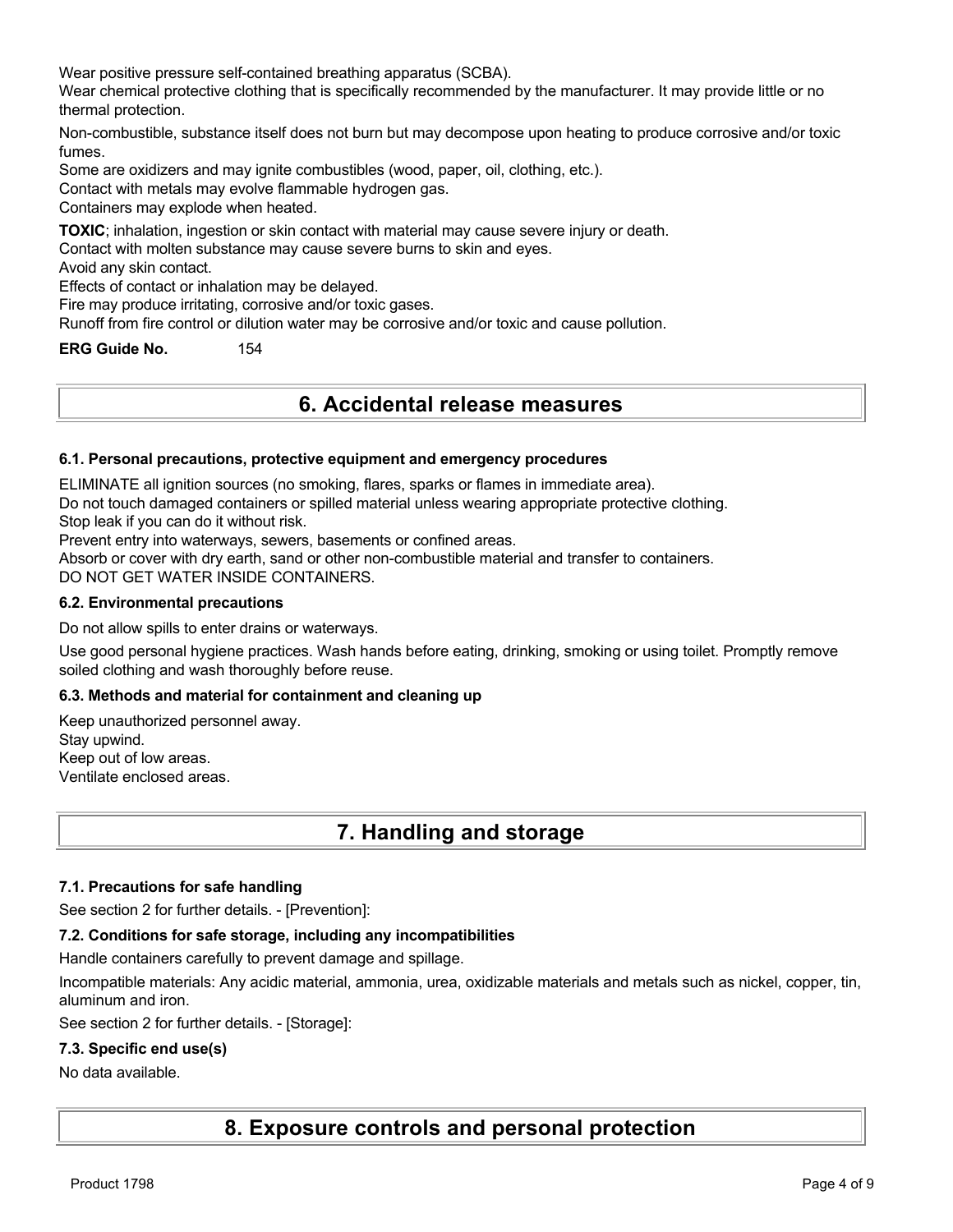Wear positive pressure self-contained breathing apparatus (SCBA).
Wear chemical protective clothing that is specifically recommended by the manufacturer. It may provide little or no thermal protection.

Non-combustible, substance itself does not burn but may decompose upon heating to produce corrosive and/or toxic fumes.
Some are oxidizers and may ignite combustibles (wood, paper, oil, clothing, etc.).
Contact with metals may evolve flammable hydrogen gas.
Containers may explode when heated.

**TOXIC**; inhalation, ingestion or skin contact with material may cause severe injury or death.
Contact with molten substance may cause severe burns to skin and eyes.
Avoid any skin contact.
Effects of contact or inhalation may be delayed.
Fire may produce irritating, corrosive and/or toxic gases.
Runoff from fire control or dilution water may be corrosive and/or toxic and cause pollution.

**ERG Guide No.** 154

# 6. Accidental release measures

### 6.1. Personal precautions, protective equipment and emergency procedures

ELIMINATE all ignition sources (no smoking, flares, sparks or flames in immediate area).
Do not touch damaged containers or spilled material unless wearing appropriate protective clothing.
Stop leak if you can do it without risk.
Prevent entry into waterways, sewers, basements or confined areas.
Absorb or cover with dry earth, sand or other non-combustible material and transfer to containers.
DO NOT GET WATER INSIDE CONTAINERS.

### 6.2. Environmental precautions

Do not allow spills to enter drains or waterways.

Use good personal hygiene practices. Wash hands before eating, drinking, smoking or using toilet. Promptly remove soiled clothing and wash thoroughly before reuse.

### 6.3. Methods and material for containment and cleaning up

Keep unauthorized personnel away.
Stay upwind.
Keep out of low areas.
Ventilate enclosed areas.

# 7. Handling and storage

### 7.1. Precautions for safe handling

See section 2 for further details. - [Prevention]:

### 7.2. Conditions for safe storage, including any incompatibilities

Handle containers carefully to prevent damage and spillage.

Incompatible materials: Any acidic material, ammonia, urea, oxidizable materials and metals such as nickel, copper, tin, aluminum and iron.

See section 2 for further details. - [Storage]:

### 7.3. Specific end use(s)

No data available.

# 8. Exposure controls and personal protection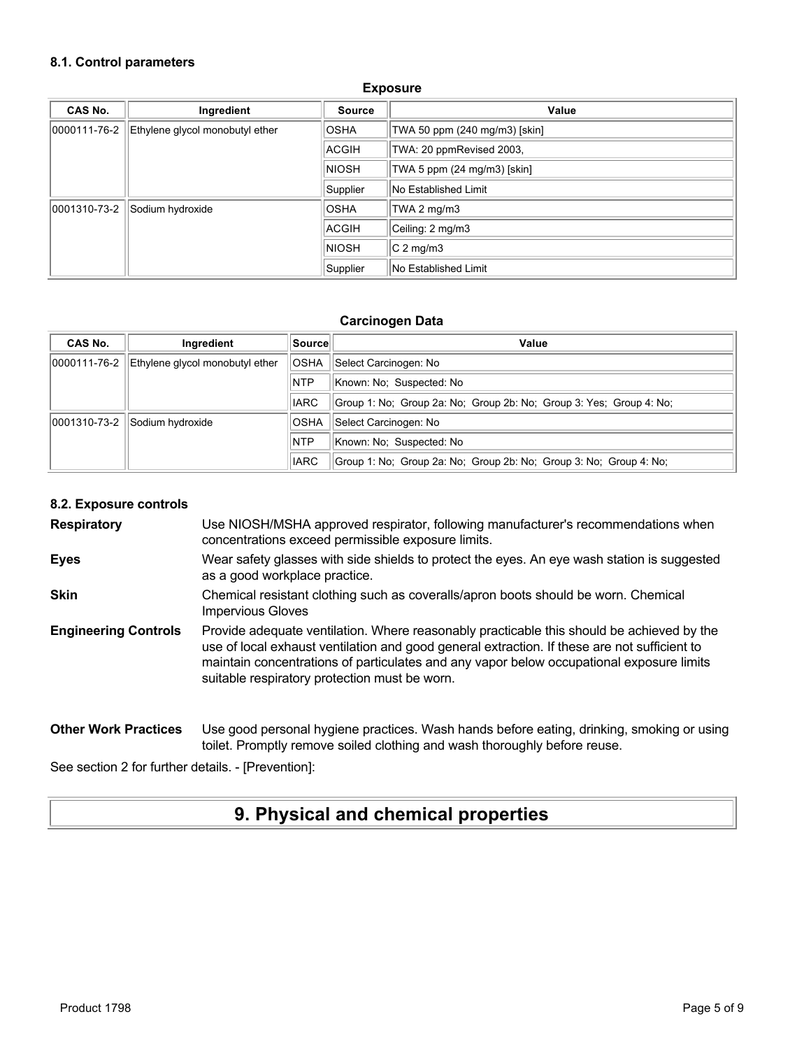### 8.1. Control parameters

**Exposure**

| CAS No. | Ingredient | Source | Value |
|---|---|---|---|
| 0000111-76-2 | Ethylene glycol monobutyl ether | OSHA | TWA 50 ppm (240 mg/m3) [skin] |
| | | ACGIH | TWA: 20 ppmRevised 2003, |
| | | NIOSH | TWA 5 ppm (24 mg/m3) [skin] |
| | | Supplier | No Established Limit |
| 0001310-73-2 | Sodium hydroxide | OSHA | TWA 2 mg/m3 |
| | | ACGIH | Ceiling: 2 mg/m3 |
| | | NIOSH | C 2 mg/m3 |
| | | Supplier | No Established Limit |

**Carcinogen Data**

| CAS No. | Ingredient | Source | Value |
|---|---|---|---|
| 0000111-76-2 | Ethylene glycol monobutyl ether | OSHA | Select Carcinogen: No |
| | | NTP | Known: No; Suspected: No |
| | | IARC | Group 1: No; Group 2a: No; Group 2b: No; Group 3: Yes; Group 4: No; |
| 0001310-73-2 | Sodium hydroxide | OSHA | Select Carcinogen: No |
| | | NTP | Known: No; Suspected: No |
| | | IARC | Group 1: No; Group 2a: No; Group 2b: No; Group 3: No; Group 4: No; |

### 8.2. Exposure controls

**Respiratory** Use NIOSH/MSHA approved respirator, following manufacturer's recommendations when concentrations exceed permissible exposure limits.

**Eyes** Wear safety glasses with side shields to protect the eyes. An eye wash station is suggested as a good workplace practice.

**Skin** Chemical resistant clothing such as coveralls/apron boots should be worn. Chemical Impervious Gloves

**Engineering Controls** Provide adequate ventilation. Where reasonably practicable this should be achieved by the use of local exhaust ventilation and good general extraction. If these are not sufficient to maintain concentrations of particulates and any vapor below occupational exposure limits suitable respiratory protection must be worn.

**Other Work Practices** Use good personal hygiene practices. Wash hands before eating, drinking, smoking or using toilet. Promptly remove soiled clothing and wash thoroughly before reuse.

See section 2 for further details. - [Prevention]:

# 9. Physical and chemical properties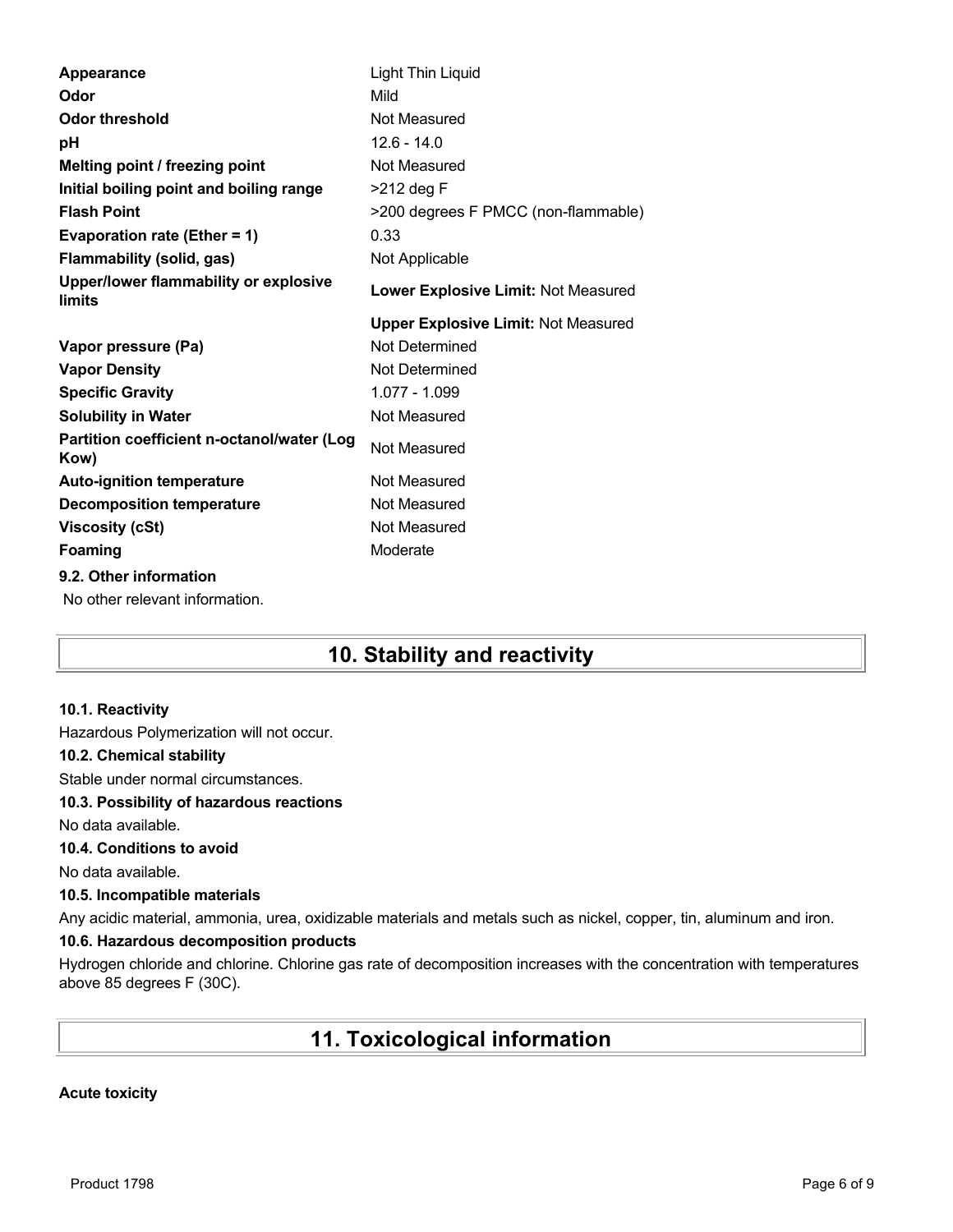| | |
|---|---|
| **Appearance** | Light Thin Liquid |
| **Odor** | Mild |
| **Odor threshold** | Not Measured |
| **pH** | 12.6 - 14.0 |
| **Melting point / freezing point** | Not Measured |
| **Initial boiling point and boiling range** | >212 deg F |
| **Flash Point** | >200 degrees F PMCC (non-flammable) |
| **Evaporation rate (Ether = 1)** | 0.33 |
| **Flammability (solid, gas)** | Not Applicable |
| **Upper/lower flammability or explosive limits** | **Lower Explosive Limit:** Not Measured |
| | **Upper Explosive Limit:** Not Measured |
| **Vapor pressure (Pa)** | Not Determined |
| **Vapor Density** | Not Determined |
| **Specific Gravity** | 1.077 - 1.099 |
| **Solubility in Water** | Not Measured |
| **Partition coefficient n-octanol/water (Log Kow)** | Not Measured |
| **Auto-ignition temperature** | Not Measured |
| **Decomposition temperature** | Not Measured |
| **Viscosity (cSt)** | Not Measured |
| **Foaming** | Moderate |

**9.2. Other information**

No other relevant information.

# 10. Stability and reactivity

**10.1. Reactivity**

Hazardous Polymerization will not occur.

**10.2. Chemical stability**

Stable under normal circumstances.

**10.3. Possibility of hazardous reactions**

No data available.

**10.4. Conditions to avoid**

No data available.

**10.5. Incompatible materials**

Any acidic material, ammonia, urea, oxidizable materials and metals such as nickel, copper, tin, aluminum and iron.

**10.6. Hazardous decomposition products**

Hydrogen chloride and chlorine. Chlorine gas rate of decomposition increases with the concentration with temperatures above 85 degrees F (30C).

# 11. Toxicological information

**Acute toxicity**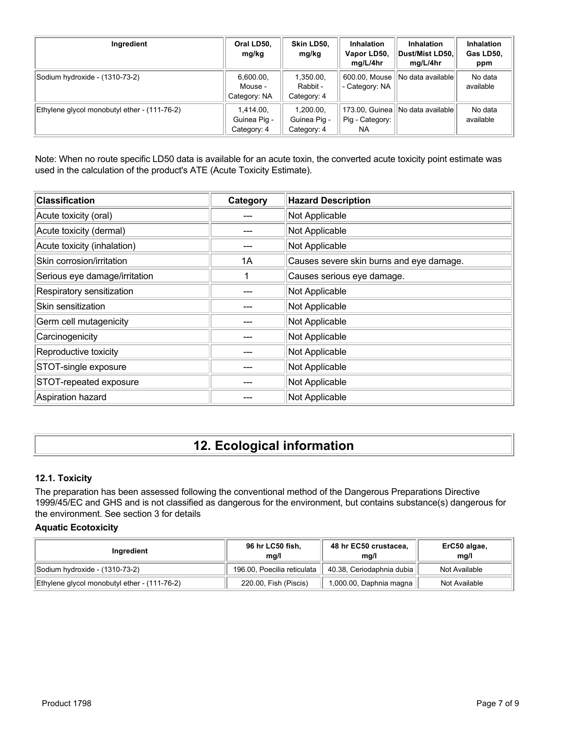| Ingredient | Oral LD50, mg/kg | Skin LD50, mg/kg | Inhalation Vapor LD50, mg/L/4hr | Inhalation Dust/Mist LD50, mg/L/4hr | Inhalation Gas LD50, ppm |
|---|---|---|---|---|---|
| Sodium hydroxide - (1310-73-2) | 6,600.00, Mouse - Category: NA | 1,350.00, Rabbit - Category: 4 | 600.00, Mouse - Category: NA | No data available | No data available |
| Ethylene glycol monobutyl ether - (111-76-2) | 1,414.00, Guinea Pig - Category: 4 | 1,200.00, Guinea Pig - Category: 4 | 173.00, Guinea Pig - Category: NA | No data available | No data available |

Note: When no route specific LD50 data is available for an acute toxin, the converted acute toxicity point estimate was used in the calculation of the product's ATE (Acute Toxicity Estimate).

| Classification | Category | Hazard Description |
|---|---|---|
| Acute toxicity (oral) | --- | Not Applicable |
| Acute toxicity (dermal) | --- | Not Applicable |
| Acute toxicity (inhalation) | --- | Not Applicable |
| Skin corrosion/irritation | 1A | Causes severe skin burns and eye damage. |
| Serious eye damage/irritation | 1 | Causes serious eye damage. |
| Respiratory sensitization | --- | Not Applicable |
| Skin sensitization | --- | Not Applicable |
| Germ cell mutagenicity | --- | Not Applicable |
| Carcinogenicity | --- | Not Applicable |
| Reproductive toxicity | --- | Not Applicable |
| STOT-single exposure | --- | Not Applicable |
| STOT-repeated exposure | --- | Not Applicable |
| Aspiration hazard | --- | Not Applicable |

# 12. Ecological information

### 12.1. Toxicity

The preparation has been assessed following the conventional method of the Dangerous Preparations Directive 1999/45/EC and GHS and is not classified as dangerous for the environment, but contains substance(s) dangerous for the environment. See section 3 for details

**Aquatic Ecotoxicity**

| Ingredient | 96 hr LC50 fish, mg/l | 48 hr EC50 crustacea, mg/l | ErC50 algae, mg/l |
|---|---|---|---|
| Sodium hydroxide - (1310-73-2) | 196.00, Poecilia reticulata | 40.38, Ceriodaphnia dubia | Not Available |
| Ethylene glycol monobutyl ether - (111-76-2) | 220.00, Fish (Piscis) | 1,000.00, Daphnia magna | Not Available |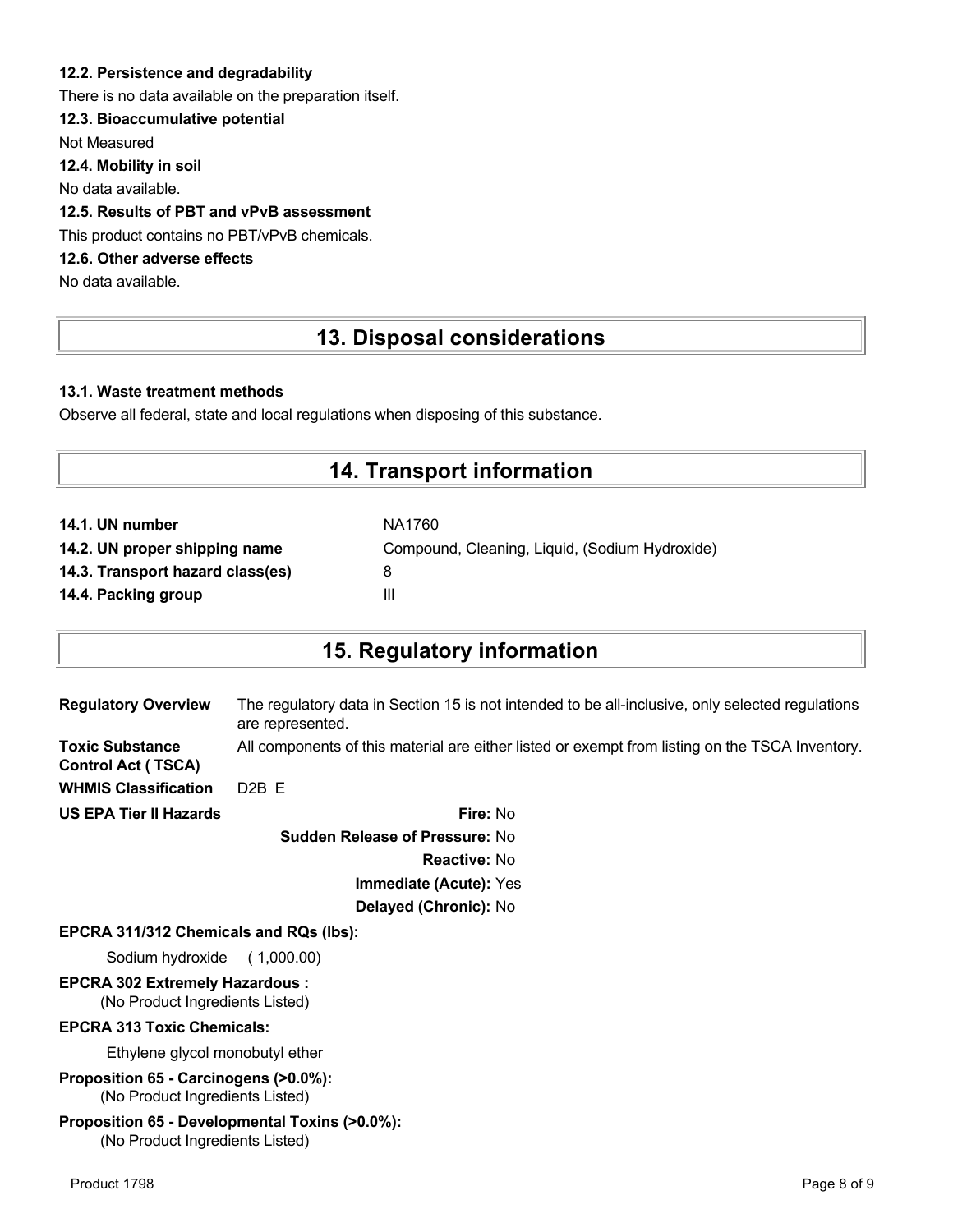### 12.2. Persistence and degradability

There is no data available on the preparation itself.

### 12.3. Bioaccumulative potential

Not Measured

### 12.4. Mobility in soil

No data available.

### 12.5. Results of PBT and vPvB assessment

This product contains no PBT/vPvB chemicals.

### 12.6. Other adverse effects

No data available.

## 13. Disposal considerations

### 13.1. Waste treatment methods

Observe all federal, state and local regulations when disposing of this substance.

## 14. Transport information

| | |
|---|---|
| **14.1. UN number** | NA1760 |
| **14.2. UN proper shipping name** | Compound, Cleaning, Liquid, (Sodium Hydroxide) |
| **14.3. Transport hazard class(es)** | 8 |
| **14.4. Packing group** | III |

## 15. Regulatory information

| | |
|---|---|
| **Regulatory Overview** | The regulatory data in Section 15 is not intended to be all-inclusive, only selected regulations are represented. |
| **Toxic Substance Control Act ( TSCA)** | All components of this material are either listed or exempt from listing on the TSCA Inventory. |
| **WHMIS Classification** | D2B E |

**US EPA Tier II Hazards**

**Fire:** No

**Sudden Release of Pressure:** No

**Reactive:** No

**Immediate (Acute):** Yes

**Delayed (Chronic):** No

**EPCRA 311/312 Chemicals and RQs (lbs):**

Sodium hydroxide ( 1,000.00)

**EPCRA 302 Extremely Hazardous :**

(No Product Ingredients Listed)

**EPCRA 313 Toxic Chemicals:**

Ethylene glycol monobutyl ether

**Proposition 65 - Carcinogens (>0.0%):**

(No Product Ingredients Listed)

**Proposition 65 - Developmental Toxins (>0.0%):**

(No Product Ingredients Listed)

Product 1798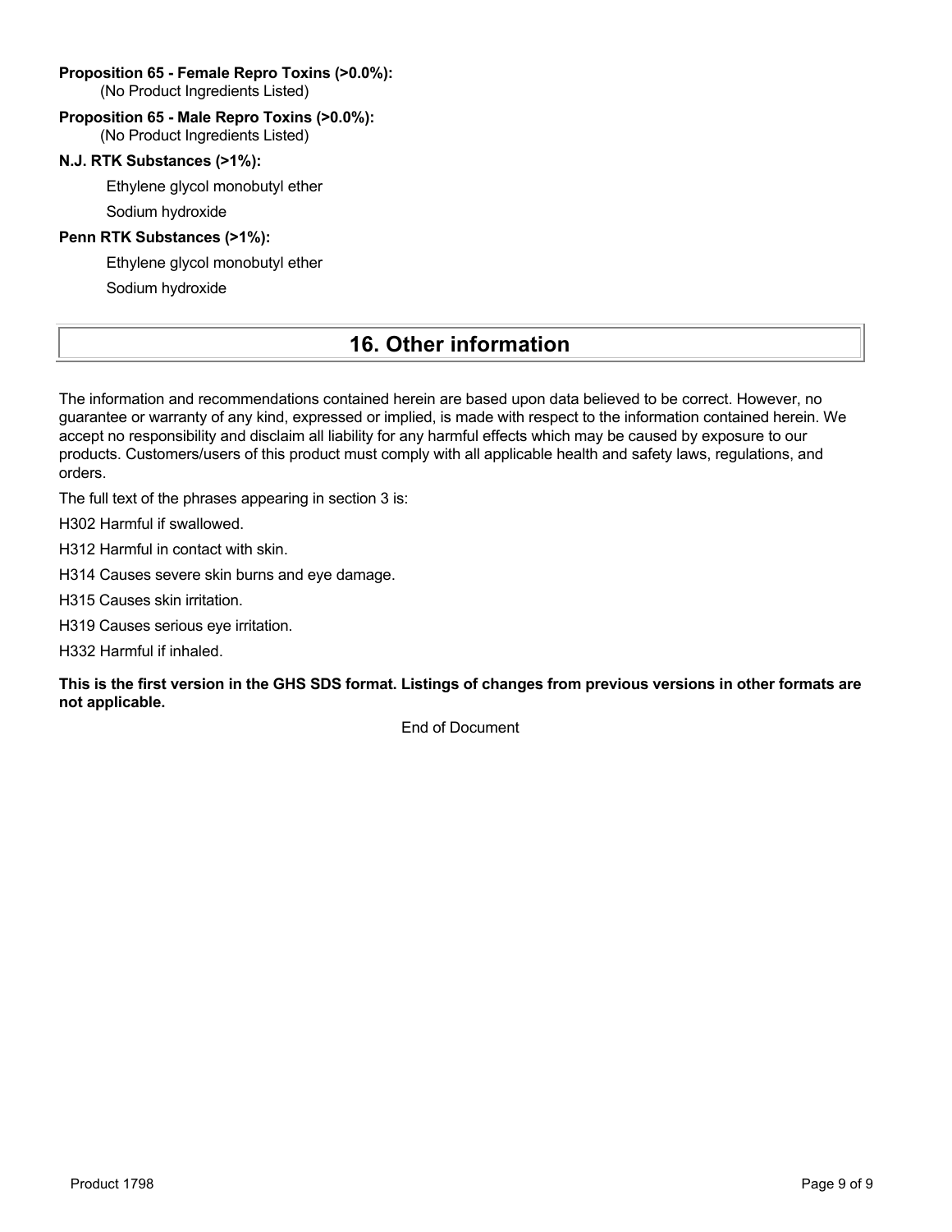**Proposition 65 - Female Repro Toxins (>0.0%):**
(No Product Ingredients Listed)

**Proposition 65 - Male Repro Toxins (>0.0%):**
(No Product Ingredients Listed)

**N.J. RTK Substances (>1%):**

Ethylene glycol monobutyl ether

Sodium hydroxide

**Penn RTK Substances (>1%):**

Ethylene glycol monobutyl ether

Sodium hydroxide

## 16. Other information

The information and recommendations contained herein are based upon data believed to be correct. However, no guarantee or warranty of any kind, expressed or implied, is made with respect to the information contained herein. We accept no responsibility and disclaim all liability for any harmful effects which may be caused by exposure to our products. Customers/users of this product must comply with all applicable health and safety laws, regulations, and orders.

The full text of the phrases appearing in section 3 is:

H302 Harmful if swallowed.

H312 Harmful in contact with skin.

H314 Causes severe skin burns and eye damage.

H315 Causes skin irritation.

H319 Causes serious eye irritation.

H332 Harmful if inhaled.

**This is the first version in the GHS SDS format. Listings of changes from previous versions in other formats are not applicable.**

End of Document